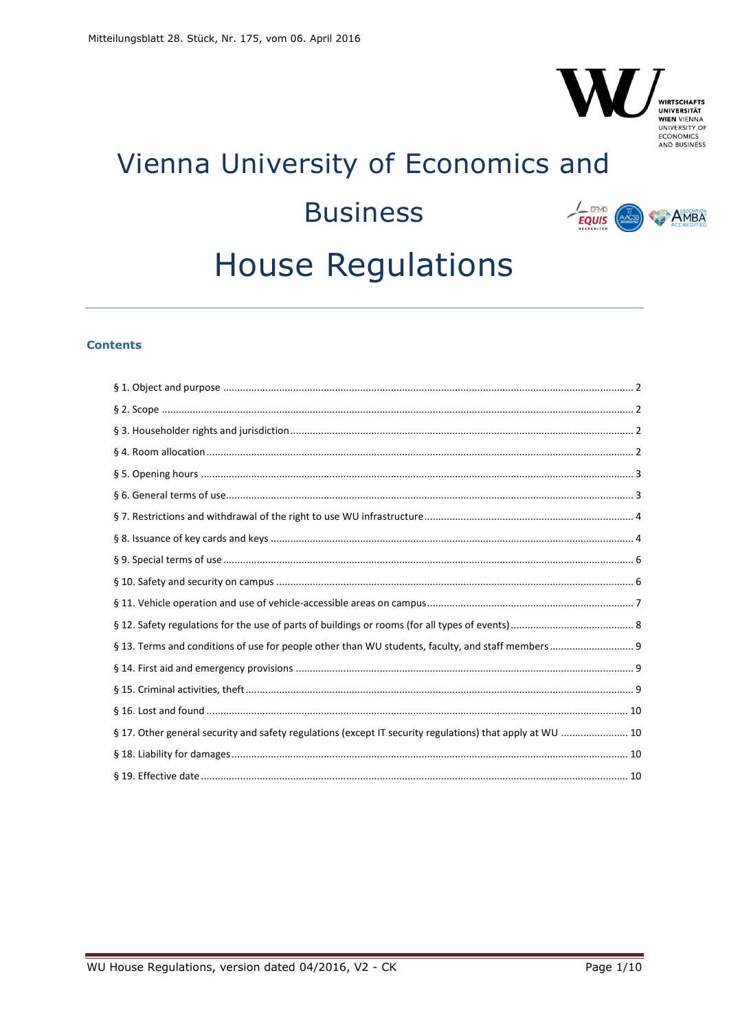Mitteilungsblatt 28. Stück, Nr. 175, vom 06. April 2016

# Vienna University of Economics and Business

# House Regulations

## Contents

§ 1. Object and purpose ............ 2
§ 2. Scope ............ 2
§ 3. Householder rights and jurisdiction ............ 2
§ 4. Room allocation ............ 2
§ 5. Opening hours ............ 3
§ 6. General terms of use ............ 3
§ 7. Restrictions and withdrawal of the right to use WU infrastructure ............ 4
§ 8. Issuance of key cards and keys ............ 4
§ 9. Special terms of use ............ 6
§ 10. Safety and security on campus ............ 6
§ 11. Vehicle operation and use of vehicle-accessible areas on campus ............ 7
§ 12. Safety regulations for the use of parts of buildings or rooms (for all types of events) ............ 8
§ 13. Terms and conditions of use for people other than WU students, faculty, and staff members ............ 9
§ 14. First aid and emergency provisions ............ 9
§ 15. Criminal activities, theft ............ 9
§ 16. Lost and found ............ 10
§ 17. Other general security and safety regulations (except IT security regulations) that apply at WU ............ 10
§ 18. Liability for damages ............ 10
§ 19. Effective date ............ 10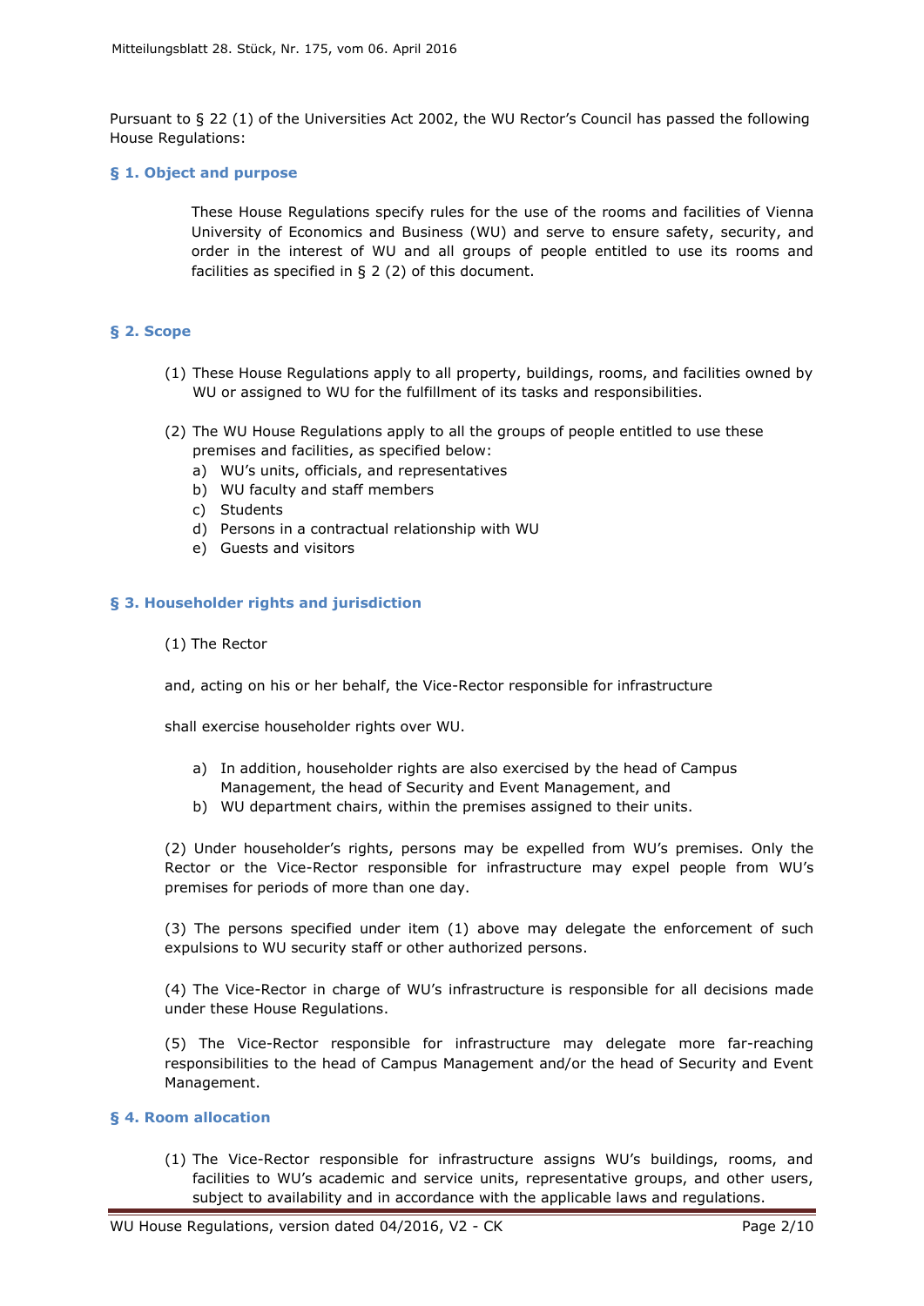Pursuant to § 22 (1) of the Universities Act 2002, the WU Rector's Council has passed the following House Regulations:

## § 1. Object and purpose

These House Regulations specify rules for the use of the rooms and facilities of Vienna University of Economics and Business (WU) and serve to ensure safety, security, and order in the interest of WU and all groups of people entitled to use its rooms and facilities as specified in § 2 (2) of this document.

## § 2. Scope

(1) These House Regulations apply to all property, buildings, rooms, and facilities owned by WU or assigned to WU for the fulfillment of its tasks and responsibilities.

(2) The WU House Regulations apply to all the groups of people entitled to use these premises and facilities, as specified below:

a) WU's units, officials, and representatives
b) WU faculty and staff members
c) Students
d) Persons in a contractual relationship with WU
e) Guests and visitors

## § 3. Householder rights and jurisdiction

(1) The Rector

and, acting on his or her behalf, the Vice-Rector responsible for infrastructure

shall exercise householder rights over WU.

a) In addition, householder rights are also exercised by the head of Campus Management, the head of Security and Event Management, and
b) WU department chairs, within the premises assigned to their units.

(2) Under householder's rights, persons may be expelled from WU's premises. Only the Rector or the Vice-Rector responsible for infrastructure may expel people from WU's premises for periods of more than one day.

(3) The persons specified under item (1) above may delegate the enforcement of such expulsions to WU security staff or other authorized persons.

(4) The Vice-Rector in charge of WU's infrastructure is responsible for all decisions made under these House Regulations.

(5) The Vice-Rector responsible for infrastructure may delegate more far-reaching responsibilities to the head of Campus Management and/or the head of Security and Event Management.

## § 4. Room allocation

(1) The Vice-Rector responsible for infrastructure assigns WU's buildings, rooms, and facilities to WU's academic and service units, representative groups, and other users, subject to availability and in accordance with the applicable laws and regulations.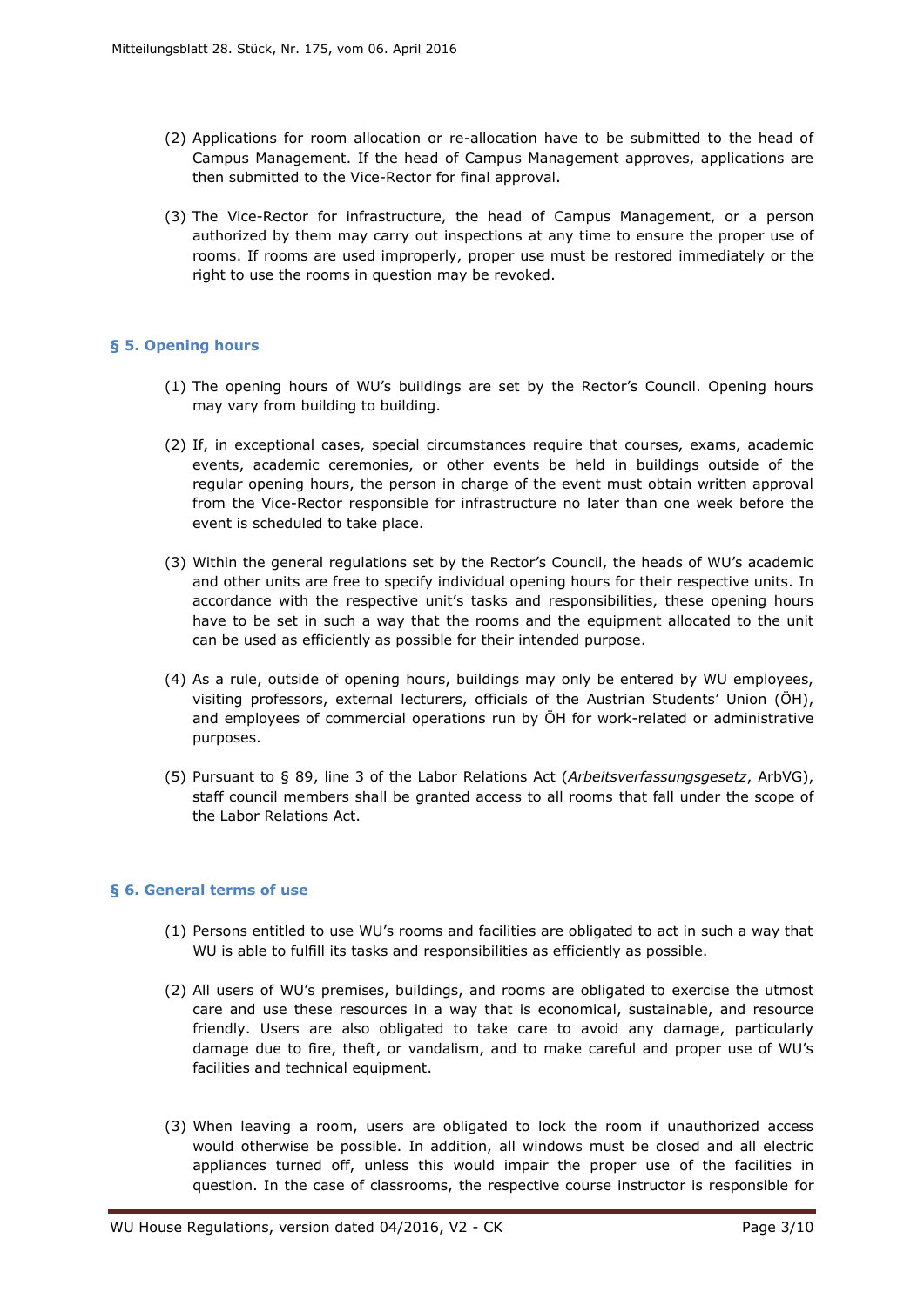(2) Applications for room allocation or re-allocation have to be submitted to the head of Campus Management. If the head of Campus Management approves, applications are then submitted to the Vice-Rector for final approval.

(3) The Vice-Rector for infrastructure, the head of Campus Management, or a person authorized by them may carry out inspections at any time to ensure the proper use of rooms. If rooms are used improperly, proper use must be restored immediately or the right to use the rooms in question may be revoked.

## § 5. Opening hours

(1) The opening hours of WU's buildings are set by the Rector's Council. Opening hours may vary from building to building.

(2) If, in exceptional cases, special circumstances require that courses, exams, academic events, academic ceremonies, or other events be held in buildings outside of the regular opening hours, the person in charge of the event must obtain written approval from the Vice-Rector responsible for infrastructure no later than one week before the event is scheduled to take place.

(3) Within the general regulations set by the Rector's Council, the heads of WU's academic and other units are free to specify individual opening hours for their respective units. In accordance with the respective unit's tasks and responsibilities, these opening hours have to be set in such a way that the rooms and the equipment allocated to the unit can be used as efficiently as possible for their intended purpose.

(4) As a rule, outside of opening hours, buildings may only be entered by WU employees, visiting professors, external lecturers, officials of the Austrian Students' Union (ÖH), and employees of commercial operations run by ÖH for work-related or administrative purposes.

(5) Pursuant to § 89, line 3 of the Labor Relations Act (*Arbeitsverfassungsgesetz*, ArbVG), staff council members shall be granted access to all rooms that fall under the scope of the Labor Relations Act.

## § 6. General terms of use

(1) Persons entitled to use WU's rooms and facilities are obligated to act in such a way that WU is able to fulfill its tasks and responsibilities as efficiently as possible.

(2) All users of WU's premises, buildings, and rooms are obligated to exercise the utmost care and use these resources in a way that is economical, sustainable, and resource friendly. Users are also obligated to take care to avoid any damage, particularly damage due to fire, theft, or vandalism, and to make careful and proper use of WU's facilities and technical equipment.

(3) When leaving a room, users are obligated to lock the room if unauthorized access would otherwise be possible. In addition, all windows must be closed and all electric appliances turned off, unless this would impair the proper use of the facilities in question. In the case of classrooms, the respective course instructor is responsible for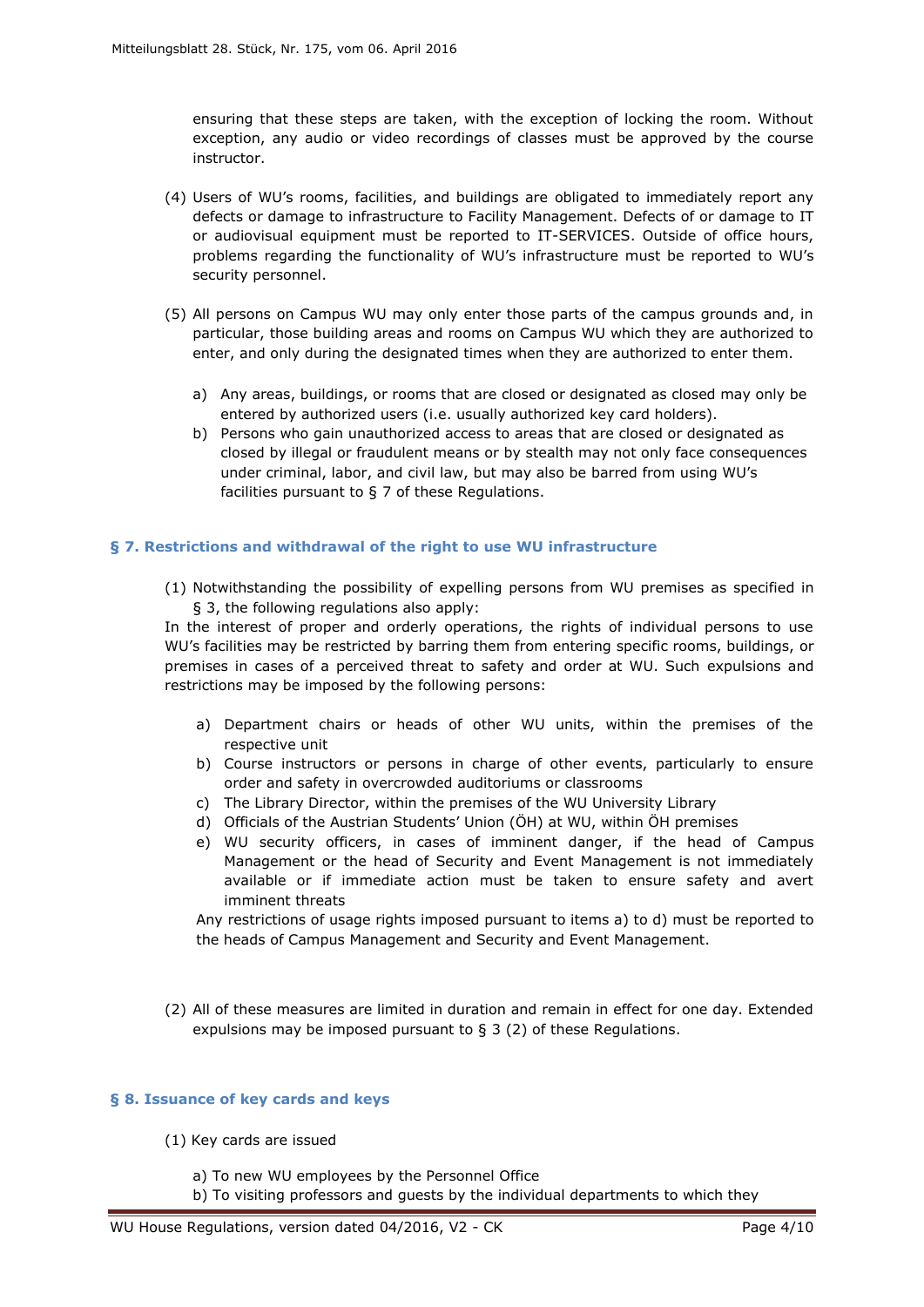ensuring that these steps are taken, with the exception of locking the room. Without exception, any audio or video recordings of classes must be approved by the course instructor.

(4) Users of WU's rooms, facilities, and buildings are obligated to immediately report any defects or damage to infrastructure to Facility Management. Defects of or damage to IT or audiovisual equipment must be reported to IT-SERVICES. Outside of office hours, problems regarding the functionality of WU's infrastructure must be reported to WU's security personnel.

(5) All persons on Campus WU may only enter those parts of the campus grounds and, in particular, those building areas and rooms on Campus WU which they are authorized to enter, and only during the designated times when they are authorized to enter them.

a) Any areas, buildings, or rooms that are closed or designated as closed may only be entered by authorized users (i.e. usually authorized key card holders).
b) Persons who gain unauthorized access to areas that are closed or designated as closed by illegal or fraudulent means or by stealth may not only face consequences under criminal, labor, and civil law, but may also be barred from using WU's facilities pursuant to § 7 of these Regulations.

## § 7. Restrictions and withdrawal of the right to use WU infrastructure

(1) Notwithstanding the possibility of expelling persons from WU premises as specified in § 3, the following regulations also apply:
In the interest of proper and orderly operations, the rights of individual persons to use WU's facilities may be restricted by barring them from entering specific rooms, buildings, or premises in cases of a perceived threat to safety and order at WU. Such expulsions and restrictions may be imposed by the following persons:

a) Department chairs or heads of other WU units, within the premises of the respective unit
b) Course instructors or persons in charge of other events, particularly to ensure order and safety in overcrowded auditoriums or classrooms
c) The Library Director, within the premises of the WU University Library
d) Officials of the Austrian Students' Union (ÖH) at WU, within ÖH premises
e) WU security officers, in cases of imminent danger, if the head of Campus Management or the head of Security and Event Management is not immediately available or if immediate action must be taken to ensure safety and avert imminent threats

Any restrictions of usage rights imposed pursuant to items a) to d) must be reported to the heads of Campus Management and Security and Event Management.

(2) All of these measures are limited in duration and remain in effect for one day. Extended expulsions may be imposed pursuant to § 3 (2) of these Regulations.

## § 8. Issuance of key cards and keys

(1) Key cards are issued

a) To new WU employees by the Personnel Office
b) To visiting professors and guests by the individual departments to which they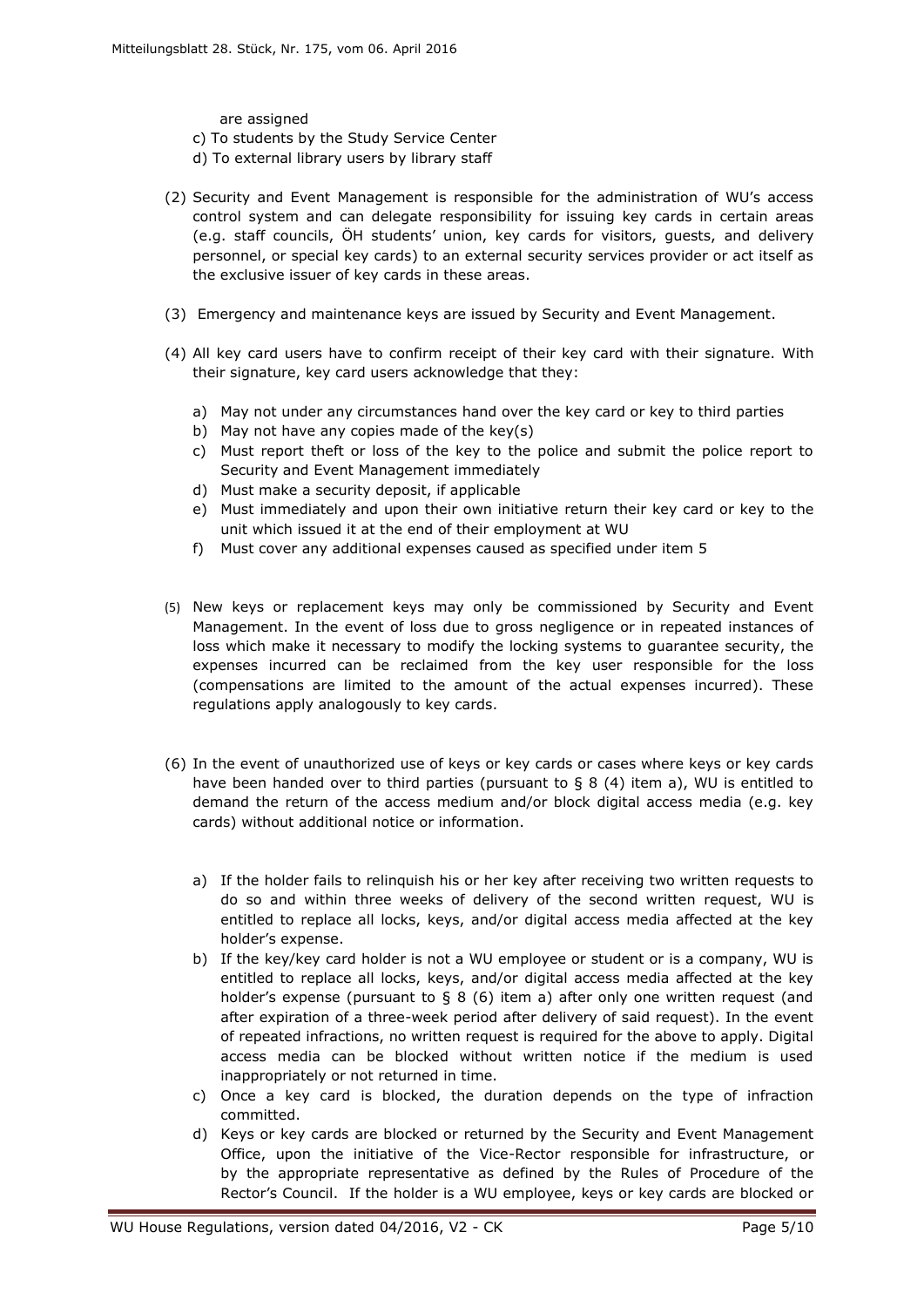are assigned

c) To students by the Study Service Center
d) To external library users by library staff

(2) Security and Event Management is responsible for the administration of WU's access control system and can delegate responsibility for issuing key cards in certain areas (e.g. staff councils, ÖH students' union, key cards for visitors, guests, and delivery personnel, or special key cards) to an external security services provider or act itself as the exclusive issuer of key cards in these areas.

(3) Emergency and maintenance keys are issued by Security and Event Management.

(4) All key card users have to confirm receipt of their key card with their signature. With their signature, key card users acknowledge that they:

a) May not under any circumstances hand over the key card or key to third parties
b) May not have any copies made of the key(s)
c) Must report theft or loss of the key to the police and submit the police report to Security and Event Management immediately
d) Must make a security deposit, if applicable
e) Must immediately and upon their own initiative return their key card or key to the unit which issued it at the end of their employment at WU
f) Must cover any additional expenses caused as specified under item 5

(5) New keys or replacement keys may only be commissioned by Security and Event Management. In the event of loss due to gross negligence or in repeated instances of loss which make it necessary to modify the locking systems to guarantee security, the expenses incurred can be reclaimed from the key user responsible for the loss (compensations are limited to the amount of the actual expenses incurred). These regulations apply analogously to key cards.

(6) In the event of unauthorized use of keys or key cards or cases where keys or key cards have been handed over to third parties (pursuant to § 8 (4) item a), WU is entitled to demand the return of the access medium and/or block digital access media (e.g. key cards) without additional notice or information.

a) If the holder fails to relinquish his or her key after receiving two written requests to do so and within three weeks of delivery of the second written request, WU is entitled to replace all locks, keys, and/or digital access media affected at the key holder's expense.
b) If the key/key card holder is not a WU employee or student or is a company, WU is entitled to replace all locks, keys, and/or digital access media affected at the key holder's expense (pursuant to § 8 (6) item a) after only one written request (and after expiration of a three-week period after delivery of said request). In the event of repeated infractions, no written request is required for the above to apply. Digital access media can be blocked without written notice if the medium is used inappropriately or not returned in time.
c) Once a key card is blocked, the duration depends on the type of infraction committed.
d) Keys or key cards are blocked or returned by the Security and Event Management Office, upon the initiative of the Vice-Rector responsible for infrastructure, or by the appropriate representative as defined by the Rules of Procedure of the Rector's Council. If the holder is a WU employee, keys or key cards are blocked or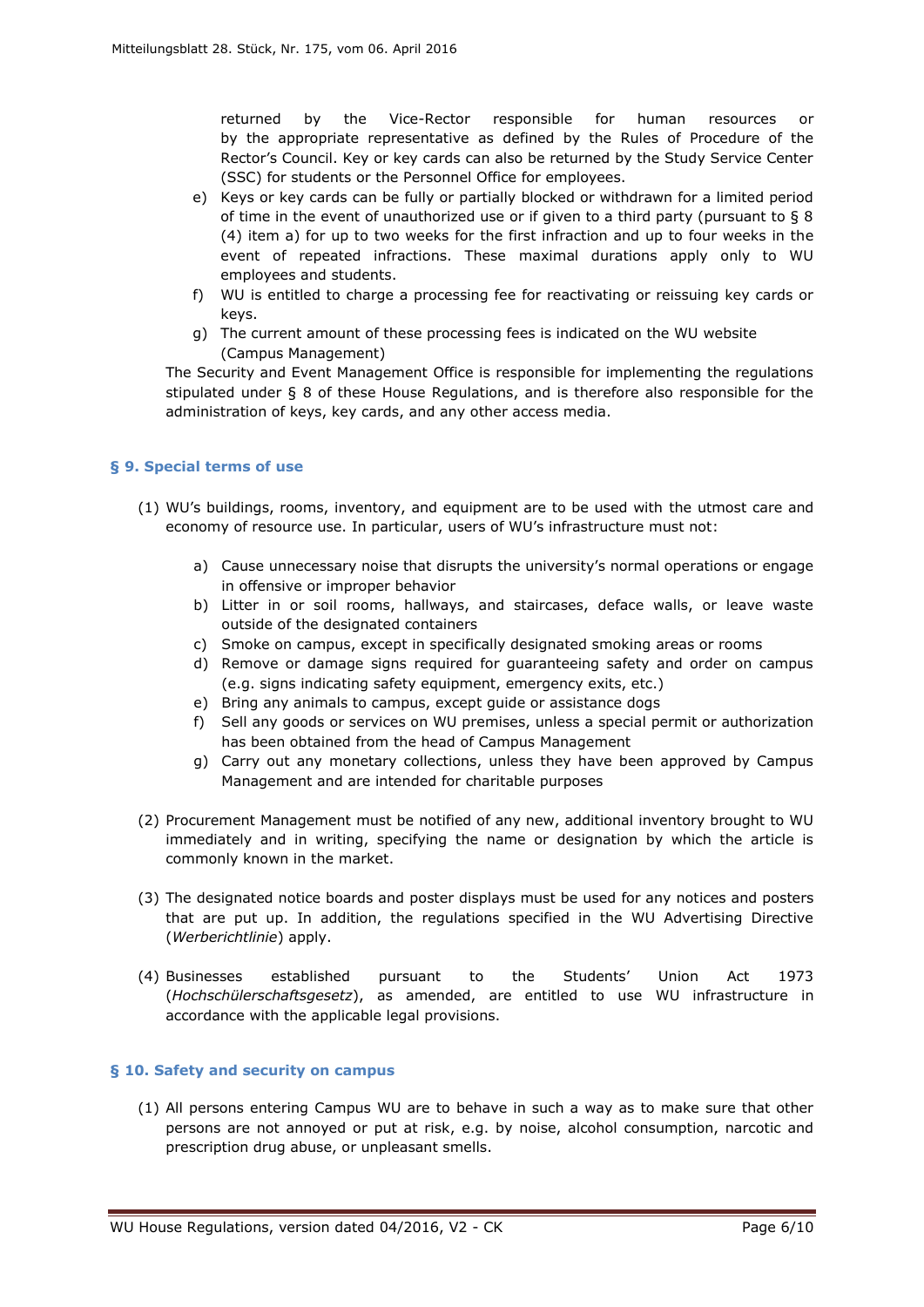returned by the Vice-Rector responsible for human resources or by the appropriate representative as defined by the Rules of Procedure of the Rector's Council. Key or key cards can also be returned by the Study Service Center (SSC) for students or the Personnel Office for employees.

e) Keys or key cards can be fully or partially blocked or withdrawn for a limited period of time in the event of unauthorized use or if given to a third party (pursuant to § 8 (4) item a) for up to two weeks for the first infraction and up to four weeks in the event of repeated infractions. These maximal durations apply only to WU employees and students.
f) WU is entitled to charge a processing fee for reactivating or reissuing key cards or keys.
g) The current amount of these processing fees is indicated on the WU website (Campus Management)

The Security and Event Management Office is responsible for implementing the regulations stipulated under § 8 of these House Regulations, and is therefore also responsible for the administration of keys, key cards, and any other access media.

## § 9. Special terms of use

(1) WU's buildings, rooms, inventory, and equipment are to be used with the utmost care and economy of resource use. In particular, users of WU's infrastructure must not:

   a) Cause unnecessary noise that disrupts the university's normal operations or engage in offensive or improper behavior
   b) Litter in or soil rooms, hallways, and staircases, deface walls, or leave waste outside of the designated containers
   c) Smoke on campus, except in specifically designated smoking areas or rooms
   d) Remove or damage signs required for guaranteeing safety and order on campus (e.g. signs indicating safety equipment, emergency exits, etc.)
   e) Bring any animals to campus, except guide or assistance dogs
   f) Sell any goods or services on WU premises, unless a special permit or authorization has been obtained from the head of Campus Management
   g) Carry out any monetary collections, unless they have been approved by Campus Management and are intended for charitable purposes

(2) Procurement Management must be notified of any new, additional inventory brought to WU immediately and in writing, specifying the name or designation by which the article is commonly known in the market.

(3) The designated notice boards and poster displays must be used for any notices and posters that are put up. In addition, the regulations specified in the WU Advertising Directive (*Werberichtlinie*) apply.

(4) Businesses established pursuant to the Students' Union Act 1973 (*Hochschülerschaftsgesetz*), as amended, are entitled to use WU infrastructure in accordance with the applicable legal provisions.

## § 10. Safety and security on campus

(1) All persons entering Campus WU are to behave in such a way as to make sure that other persons are not annoyed or put at risk, e.g. by noise, alcohol consumption, narcotic and prescription drug abuse, or unpleasant smells.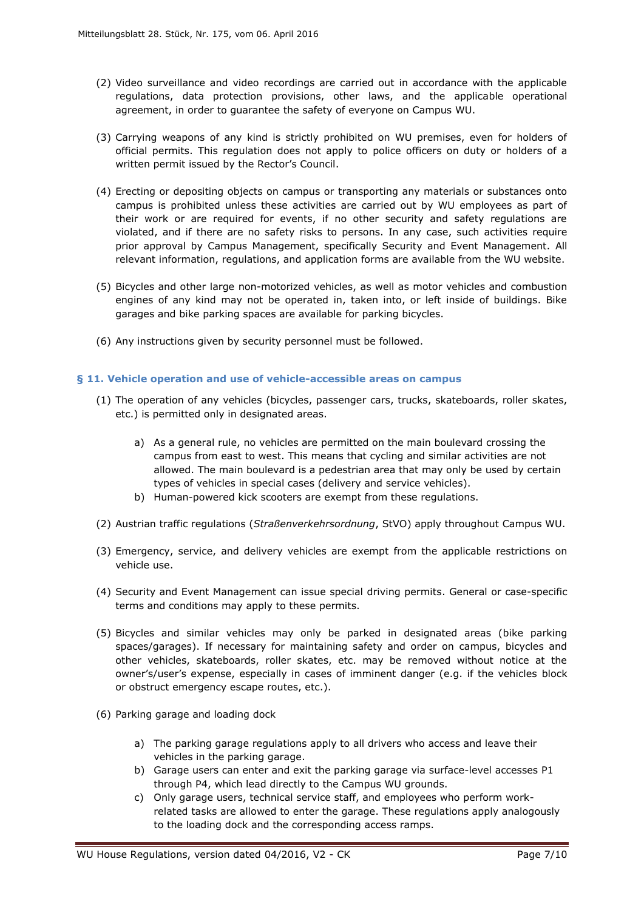(2) Video surveillance and video recordings are carried out in accordance with the applicable regulations, data protection provisions, other laws, and the applicable operational agreement, in order to guarantee the safety of everyone on Campus WU.

(3) Carrying weapons of any kind is strictly prohibited on WU premises, even for holders of official permits. This regulation does not apply to police officers on duty or holders of a written permit issued by the Rector's Council.

(4) Erecting or depositing objects on campus or transporting any materials or substances onto campus is prohibited unless these activities are carried out by WU employees as part of their work or are required for events, if no other security and safety regulations are violated, and if there are no safety risks to persons. In any case, such activities require prior approval by Campus Management, specifically Security and Event Management. All relevant information, regulations, and application forms are available from the WU website.

(5) Bicycles and other large non-motorized vehicles, as well as motor vehicles and combustion engines of any kind may not be operated in, taken into, or left inside of buildings. Bike garages and bike parking spaces are available for parking bicycles.

(6) Any instructions given by security personnel must be followed.

### § 11. Vehicle operation and use of vehicle-accessible areas on campus

(1) The operation of any vehicles (bicycles, passenger cars, trucks, skateboards, roller skates, etc.) is permitted only in designated areas.

   a) As a general rule, no vehicles are permitted on the main boulevard crossing the campus from east to west. This means that cycling and similar activities are not allowed. The main boulevard is a pedestrian area that may only be used by certain types of vehicles in special cases (delivery and service vehicles).
   b) Human-powered kick scooters are exempt from these regulations.

(2) Austrian traffic regulations (*Straßenverkehrsordnung*, StVO) apply throughout Campus WU.

(3) Emergency, service, and delivery vehicles are exempt from the applicable restrictions on vehicle use.

(4) Security and Event Management can issue special driving permits. General or case-specific terms and conditions may apply to these permits.

(5) Bicycles and similar vehicles may only be parked in designated areas (bike parking spaces/garages). If necessary for maintaining safety and order on campus, bicycles and other vehicles, skateboards, roller skates, etc. may be removed without notice at the owner's/user's expense, especially in cases of imminent danger (e.g. if the vehicles block or obstruct emergency escape routes, etc.).

(6) Parking garage and loading dock

   a) The parking garage regulations apply to all drivers who access and leave their vehicles in the parking garage.
   b) Garage users can enter and exit the parking garage via surface-level accesses P1 through P4, which lead directly to the Campus WU grounds.
   c) Only garage users, technical service staff, and employees who perform work-related tasks are allowed to enter the garage. These regulations apply analogously to the loading dock and the corresponding access ramps.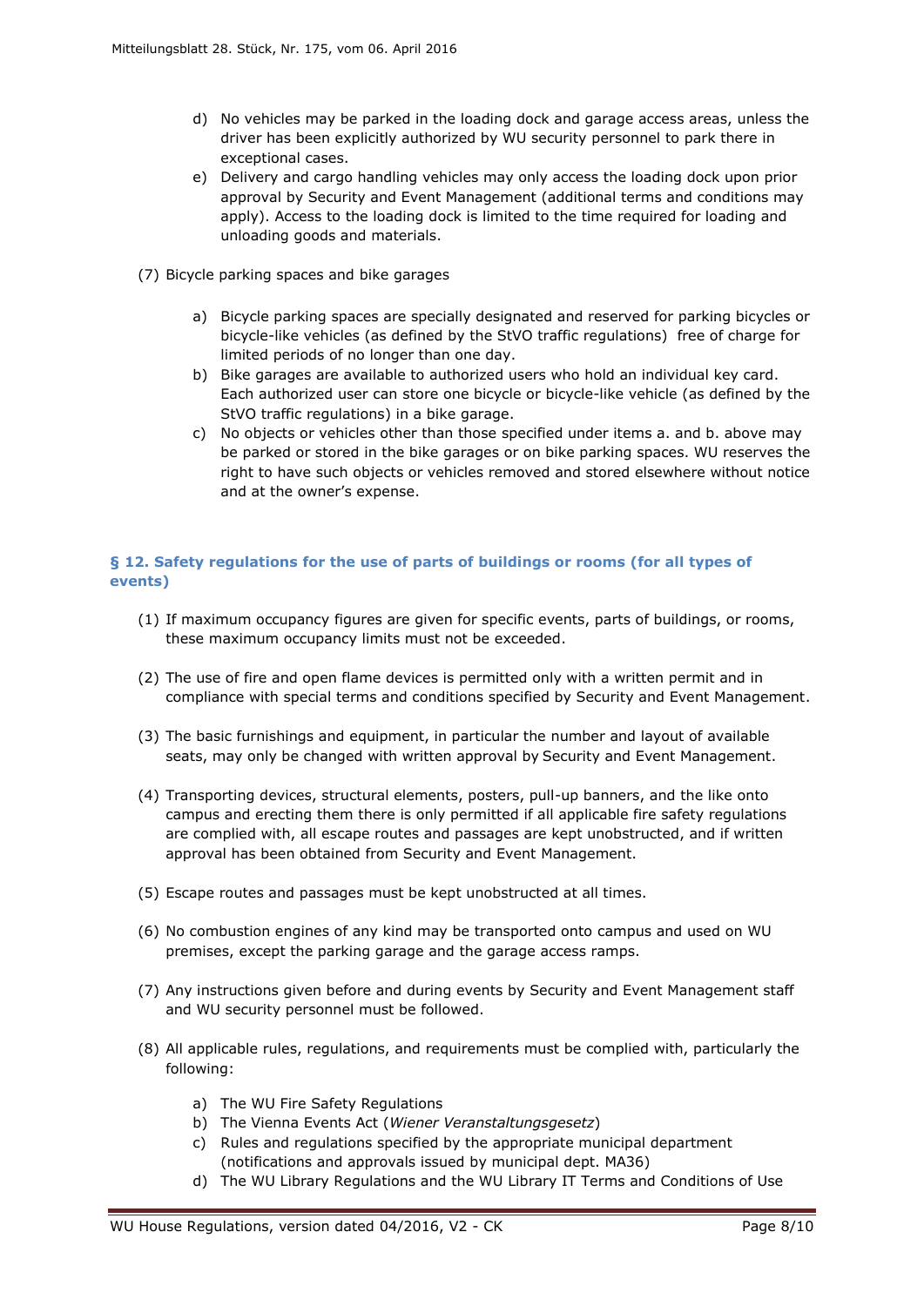d) No vehicles may be parked in the loading dock and garage access areas, unless the driver has been explicitly authorized by WU security personnel to park there in exceptional cases.

e) Delivery and cargo handling vehicles may only access the loading dock upon prior approval by Security and Event Management (additional terms and conditions may apply). Access to the loading dock is limited to the time required for loading and unloading goods and materials.

(7) Bicycle parking spaces and bike garages

a) Bicycle parking spaces are specially designated and reserved for parking bicycles or bicycle-like vehicles (as defined by the StVO traffic regulations) free of charge for limited periods of no longer than one day.

b) Bike garages are available to authorized users who hold an individual key card. Each authorized user can store one bicycle or bicycle-like vehicle (as defined by the StVO traffic regulations) in a bike garage.

c) No objects or vehicles other than those specified under items a. and b. above may be parked or stored in the bike garages or on bike parking spaces. WU reserves the right to have such objects or vehicles removed and stored elsewhere without notice and at the owner's expense.

## § 12. Safety regulations for the use of parts of buildings or rooms (for all types of events)

(1) If maximum occupancy figures are given for specific events, parts of buildings, or rooms, these maximum occupancy limits must not be exceeded.

(2) The use of fire and open flame devices is permitted only with a written permit and in compliance with special terms and conditions specified by Security and Event Management.

(3) The basic furnishings and equipment, in particular the number and layout of available seats, may only be changed with written approval by Security and Event Management.

(4) Transporting devices, structural elements, posters, pull-up banners, and the like onto campus and erecting them there is only permitted if all applicable fire safety regulations are complied with, all escape routes and passages are kept unobstructed, and if written approval has been obtained from Security and Event Management.

(5) Escape routes and passages must be kept unobstructed at all times.

(6) No combustion engines of any kind may be transported onto campus and used on WU premises, except the parking garage and the garage access ramps.

(7) Any instructions given before and during events by Security and Event Management staff and WU security personnel must be followed.

(8) All applicable rules, regulations, and requirements must be complied with, particularly the following:

a) The WU Fire Safety Regulations

b) The Vienna Events Act (*Wiener Veranstaltungsgesetz*)

c) Rules and regulations specified by the appropriate municipal department (notifications and approvals issued by municipal dept. MA36)

d) The WU Library Regulations and the WU Library IT Terms and Conditions of Use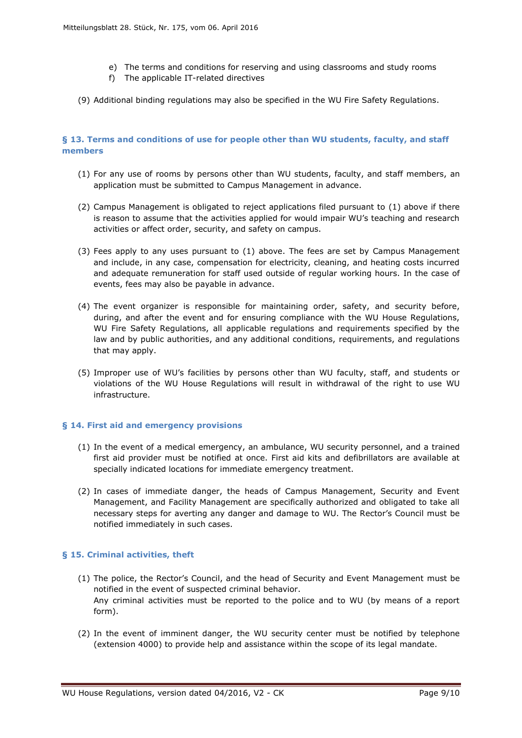e) The terms and conditions for reserving and using classrooms and study rooms
f) The applicable IT-related directives

(9) Additional binding regulations may also be specified in the WU Fire Safety Regulations.

## § 13. Terms and conditions of use for people other than WU students, faculty, and staff members

(1) For any use of rooms by persons other than WU students, faculty, and staff members, an application must be submitted to Campus Management in advance.

(2) Campus Management is obligated to reject applications filed pursuant to (1) above if there is reason to assume that the activities applied for would impair WU's teaching and research activities or affect order, security, and safety on campus.

(3) Fees apply to any uses pursuant to (1) above. The fees are set by Campus Management and include, in any case, compensation for electricity, cleaning, and heating costs incurred and adequate remuneration for staff used outside of regular working hours. In the case of events, fees may also be payable in advance.

(4) The event organizer is responsible for maintaining order, safety, and security before, during, and after the event and for ensuring compliance with the WU House Regulations, WU Fire Safety Regulations, all applicable regulations and requirements specified by the law and by public authorities, and any additional conditions, requirements, and regulations that may apply.

(5) Improper use of WU's facilities by persons other than WU faculty, staff, and students or violations of the WU House Regulations will result in withdrawal of the right to use WU infrastructure.

## § 14. First aid and emergency provisions

(1) In the event of a medical emergency, an ambulance, WU security personnel, and a trained first aid provider must be notified at once. First aid kits and defibrillators are available at specially indicated locations for immediate emergency treatment.

(2) In cases of immediate danger, the heads of Campus Management, Security and Event Management, and Facility Management are specifically authorized and obligated to take all necessary steps for averting any danger and damage to WU. The Rector's Council must be notified immediately in such cases.

## § 15. Criminal activities, theft

(1) The police, the Rector's Council, and the head of Security and Event Management must be notified in the event of suspected criminal behavior.
Any criminal activities must be reported to the police and to WU (by means of a report form).

(2) In the event of imminent danger, the WU security center must be notified by telephone (extension 4000) to provide help and assistance within the scope of its legal mandate.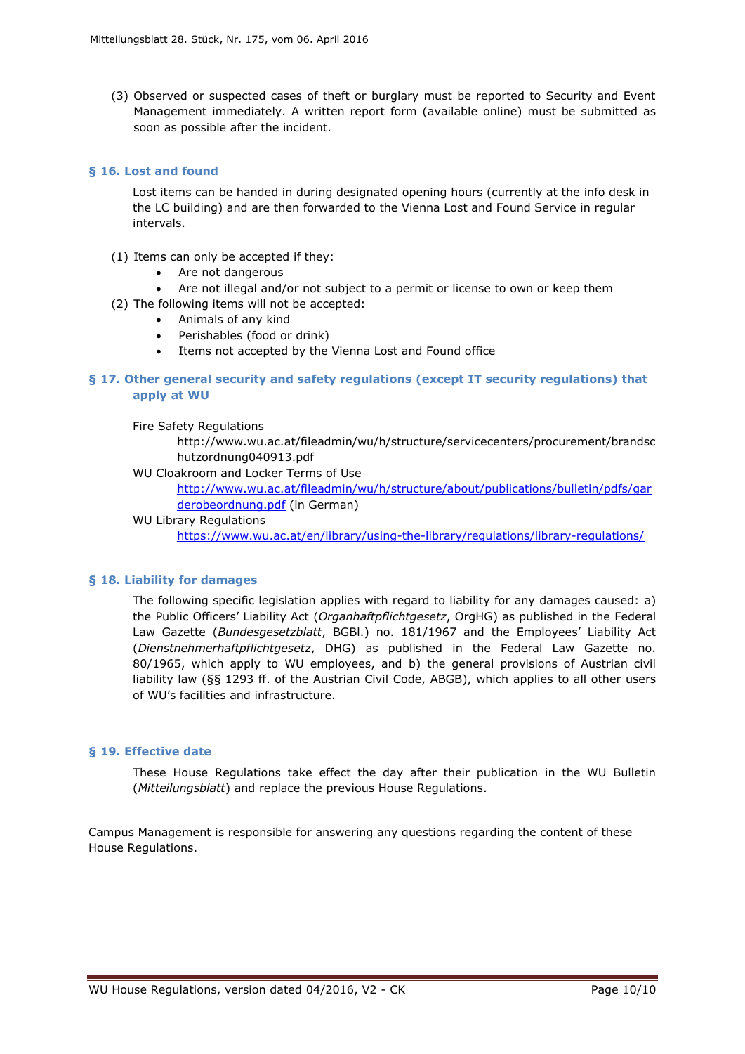(3) Observed or suspected cases of theft or burglary must be reported to Security and Event Management immediately. A written report form (available online) must be submitted as soon as possible after the incident.

## § 16. Lost and found

Lost items can be handed in during designated opening hours (currently at the info desk in the LC building) and are then forwarded to the Vienna Lost and Found Service in regular intervals.

(1) Items can only be accepted if they:
- Are not dangerous
- Are not illegal and/or not subject to a permit or license to own or keep them

(2) The following items will not be accepted:
- Animals of any kind
- Perishables (food or drink)
- Items not accepted by the Vienna Lost and Found office

## § 17. Other general security and safety regulations (except IT security regulations) that apply at WU

Fire Safety Regulations
http://www.wu.ac.at/fileadmin/wu/h/structure/servicecenters/procurement/brandschutzordnung040913.pdf

WU Cloakroom and Locker Terms of Use
http://www.wu.ac.at/fileadmin/wu/h/structure/about/publications/bulletin/pdfs/garderobeordnung.pdf (in German)

WU Library Regulations
https://www.wu.ac.at/en/library/using-the-library/regulations/library-regulations/

## § 18. Liability for damages

The following specific legislation applies with regard to liability for any damages caused: a) the Public Officers' Liability Act (*Organhaftpflichtgesetz*, OrgHG) as published in the Federal Law Gazette (*Bundesgesetzblatt*, BGBl.) no. 181/1967 and the Employees' Liability Act (*Dienstnehmerhaftpflichtgesetz*, DHG) as published in the Federal Law Gazette no. 80/1965, which apply to WU employees, and b) the general provisions of Austrian civil liability law (§§ 1293 ff. of the Austrian Civil Code, ABGB), which applies to all other users of WU's facilities and infrastructure.

## § 19. Effective date

These House Regulations take effect the day after their publication in the WU Bulletin (*Mitteilungsblatt*) and replace the previous House Regulations.

Campus Management is responsible for answering any questions regarding the content of these House Regulations.